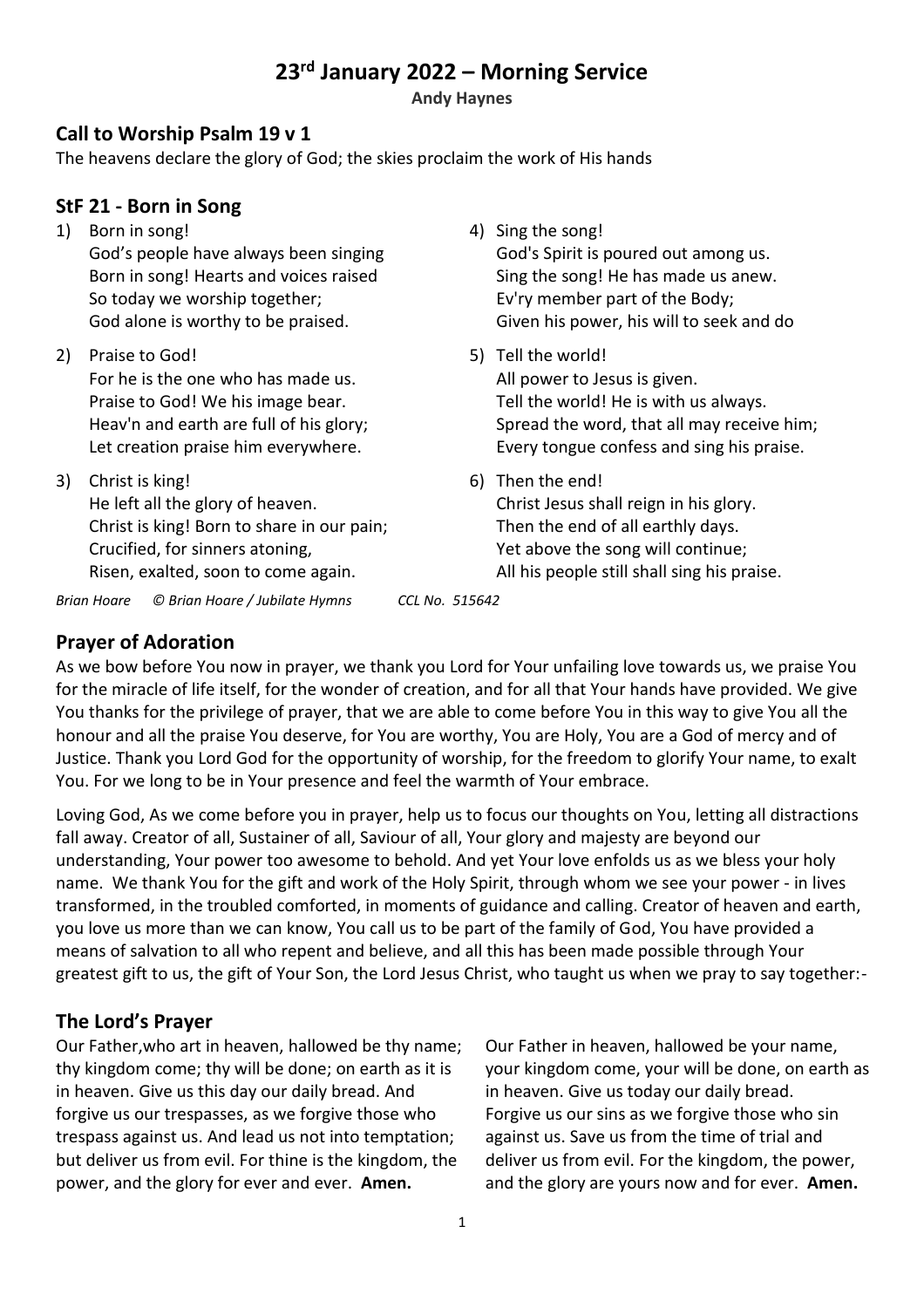# 23rd January 2022 – Morning Service

**Andy Haynes**

## Call to Worship Psalm 19 v 1

The heavens declare the glory of God; the skies proclaim the work of His hands

## StF 21 - Born in Song

1) Born in song!
   God's people have always been singing
   Born in song! Hearts and voices raised
   So today we worship together;
   God alone is worthy to be praised.

2) Praise to God!
   For he is the one who has made us.
   Praise to God! We his image bear.
   Heav'n and earth are full of his glory;
   Let creation praise him everywhere.

3) Christ is king!
   He left all the glory of heaven.
   Christ is king! Born to share in our pain;
   Crucified, for sinners atoning,
   Risen, exalted, soon to come again.

4) Sing the song!
   God's Spirit is poured out among us.
   Sing the song! He has made us anew.
   Ev'ry member part of the Body;
   Given his power, his will to seek and do

5) Tell the world!
   All power to Jesus is given.
   Tell the world! He is with us always.
   Spread the word, that all may receive him;
   Every tongue confess and sing his praise.

6) Then the end!
   Christ Jesus shall reign in his glory.
   Then the end of all earthly days.
   Yet above the song will continue;
   All his people still shall sing his praise.

*Brian Hoare © Brian Hoare / Jubilate Hymns* *CCL No. 515642*

## Prayer of Adoration

As we bow before You now in prayer, we thank you Lord for Your unfailing love towards us, we praise You for the miracle of life itself, for the wonder of creation, and for all that Your hands have provided. We give You thanks for the privilege of prayer, that we are able to come before You in this way to give You all the honour and all the praise You deserve, for You are worthy, You are Holy, You are a God of mercy and of Justice. Thank you Lord God for the opportunity of worship, for the freedom to glorify Your name, to exalt You. For we long to be in Your presence and feel the warmth of Your embrace.

Loving God, As we come before you in prayer, help us to focus our thoughts on You, letting all distractions fall away. Creator of all, Sustainer of all, Saviour of all, Your glory and majesty are beyond our understanding, Your power too awesome to behold. And yet Your love enfolds us as we bless your holy name. We thank You for the gift and work of the Holy Spirit, through whom we see your power - in lives transformed, in the troubled comforted, in moments of guidance and calling. Creator of heaven and earth, you love us more than we can know, You call us to be part of the family of God, You have provided a means of salvation to all who repent and believe, and all this has been made possible through Your greatest gift to us, the gift of Your Son, the Lord Jesus Christ, who taught us when we pray to say together:-

## The Lord's Prayer

Our Father,who art in heaven, hallowed be thy name; thy kingdom come; thy will be done; on earth as it is in heaven. Give us this day our daily bread. And forgive us our trespasses, as we forgive those who trespass against us. And lead us not into temptation; but deliver us from evil. For thine is the kingdom, the power, and the glory for ever and ever. **Amen.**

Our Father in heaven, hallowed be your name, your kingdom come, your will be done, on earth as in heaven. Give us today our daily bread. Forgive us our sins as we forgive those who sin against us. Save us from the time of trial and deliver us from evil. For the kingdom, the power, and the glory are yours now and for ever. **Amen.**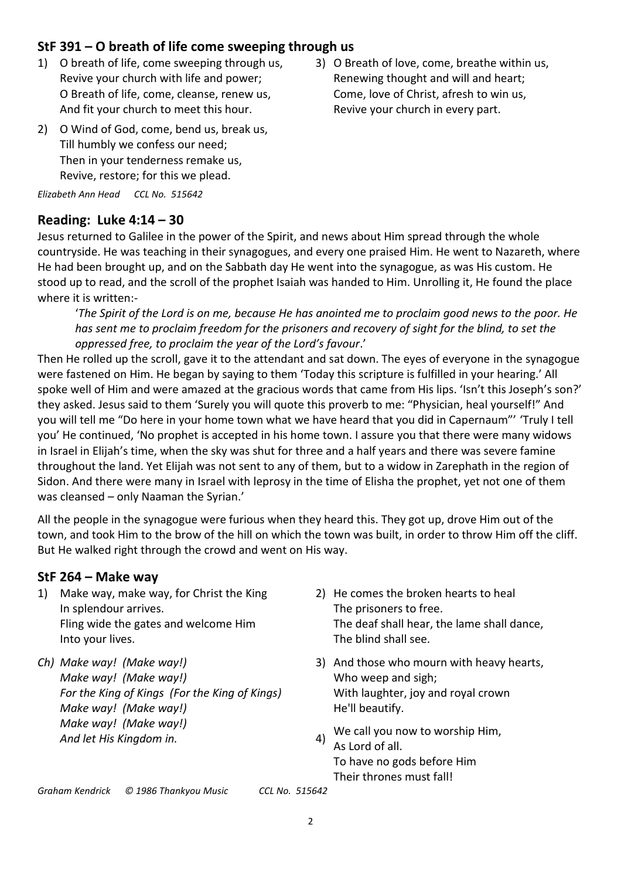## StF 391 – O breath of life come sweeping through us

1) O breath of life, come sweeping through us,
   Revive your church with life and power;
   O Breath of life, come, cleanse, renew us,
   And fit your church to meet this hour.

2) O Wind of God, come, bend us, break us,
   Till humbly we confess our need;
   Then in your tenderness remake us,
   Revive, restore; for this we plead.

3) O Breath of love, come, breathe within us,
   Renewing thought and will and heart;
   Come, love of Christ, afresh to win us,
   Revive your church in every part.

*Elizabeth Ann Head    CCL No. 515642*

## Reading: Luke 4:14 – 30

Jesus returned to Galilee in the power of the Spirit, and news about Him spread through the whole countryside. He was teaching in their synagogues, and every one praised Him. He went to Nazareth, where He had been brought up, and on the Sabbath day He went into the synagogue, as was His custom. He stood up to read, and the scroll of the prophet Isaiah was handed to Him. Unrolling it, He found the place where it is written:-

> '*The Spirit of the Lord is on me, because He has anointed me to proclaim good news to the poor. He has sent me to proclaim freedom for the prisoners and recovery of sight for the blind, to set the oppressed free, to proclaim the year of the Lord's favour*.'

Then He rolled up the scroll, gave it to the attendant and sat down. The eyes of everyone in the synagogue were fastened on Him. He began by saying to them 'Today this scripture is fulfilled in your hearing.' All spoke well of Him and were amazed at the gracious words that came from His lips. 'Isn't this Joseph's son?' they asked. Jesus said to them 'Surely you will quote this proverb to me: "Physician, heal yourself!" And you will tell me "Do here in your home town what we have heard that you did in Capernaum"' 'Truly I tell you' He continued, 'No prophet is accepted in his home town. I assure you that there were many widows in Israel in Elijah's time, when the sky was shut for three and a half years and there was severe famine throughout the land. Yet Elijah was not sent to any of them, but to a widow in Zarephath in the region of Sidon. And there were many in Israel with leprosy in the time of Elisha the prophet, yet not one of them was cleansed – only Naaman the Syrian.'

All the people in the synagogue were furious when they heard this. They got up, drove Him out of the town, and took Him to the brow of the hill on which the town was built, in order to throw Him off the cliff. But He walked right through the crowd and went on His way.

## StF 264 – Make way

1) Make way, make way, for Christ the King
   In splendour arrives.
   Fling wide the gates and welcome Him
   Into your lives.

Ch) *Make way! (Make way!)*
   *Make way! (Make way!)*
   *For the King of Kings (For the King of Kings)*
   *Make way! (Make way!)*
   *Make way! (Make way!)*
   *And let His Kingdom in.*

2) He comes the broken hearts to heal
   The prisoners to free.
   The deaf shall hear, the lame shall dance,
   The blind shall see.

3) And those who mourn with heavy hearts,
   Who weep and sigh;
   With laughter, joy and royal crown
   He'll beautify.

4) We call you now to worship Him,
   As Lord of all.
   To have no gods before Him
   Their thrones must fall!

*Graham Kendrick    © 1986 Thankyou Music    CCL No. 515642*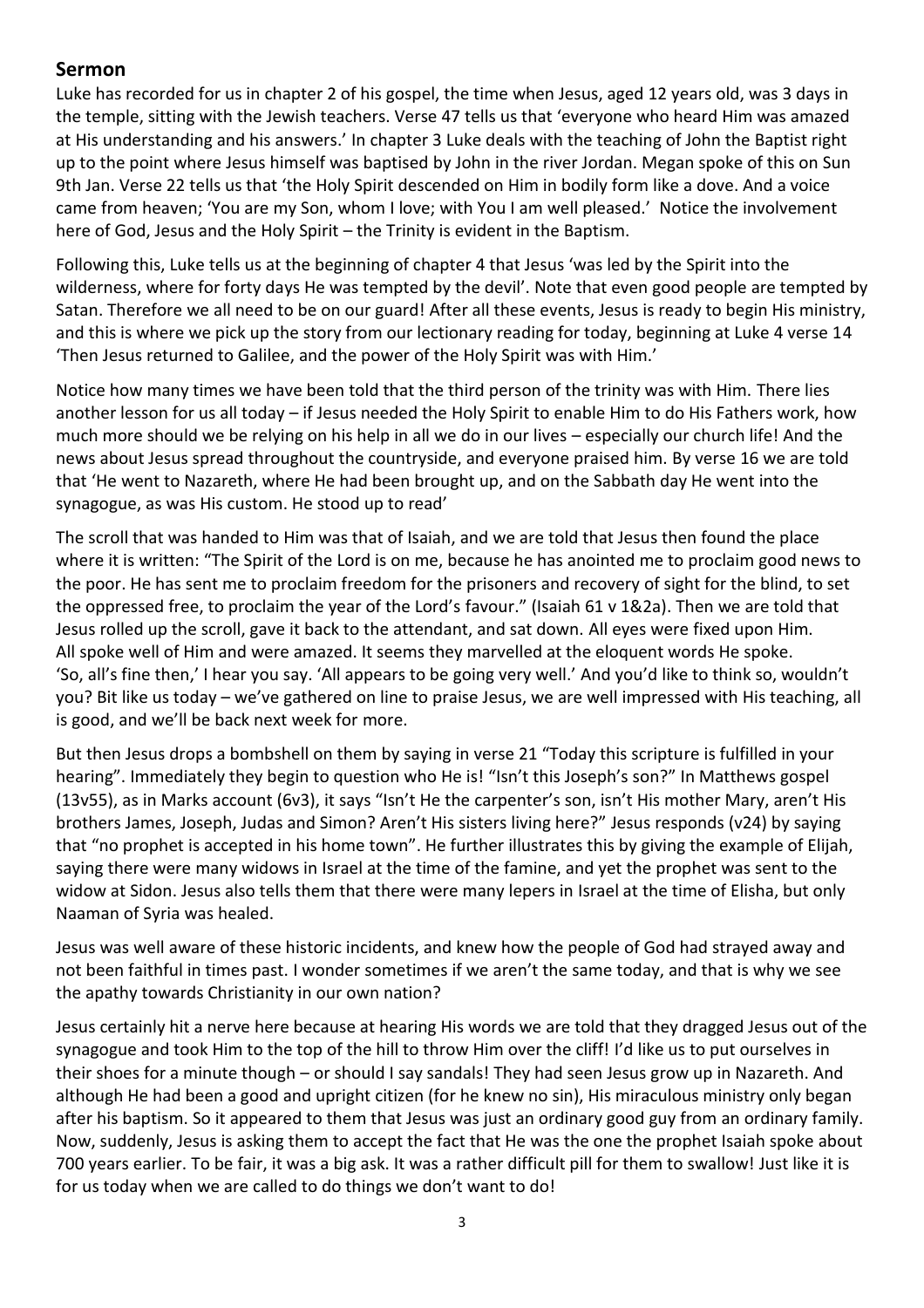## Sermon

Luke has recorded for us in chapter 2 of his gospel, the time when Jesus, aged 12 years old, was 3 days in the temple, sitting with the Jewish teachers. Verse 47 tells us that 'everyone who heard Him was amazed at His understanding and his answers.' In chapter 3 Luke deals with the teaching of John the Baptist right up to the point where Jesus himself was baptised by John in the river Jordan. Megan spoke of this on Sun 9th Jan. Verse 22 tells us that 'the Holy Spirit descended on Him in bodily form like a dove. And a voice came from heaven; 'You are my Son, whom I love; with You I am well pleased.' Notice the involvement here of God, Jesus and the Holy Spirit – the Trinity is evident in the Baptism.

Following this, Luke tells us at the beginning of chapter 4 that Jesus 'was led by the Spirit into the wilderness, where for forty days He was tempted by the devil'. Note that even good people are tempted by Satan. Therefore we all need to be on our guard! After all these events, Jesus is ready to begin His ministry, and this is where we pick up the story from our lectionary reading for today, beginning at Luke 4 verse 14 'Then Jesus returned to Galilee, and the power of the Holy Spirit was with Him.'

Notice how many times we have been told that the third person of the trinity was with Him. There lies another lesson for us all today – if Jesus needed the Holy Spirit to enable Him to do His Fathers work, how much more should we be relying on his help in all we do in our lives – especially our church life! And the news about Jesus spread throughout the countryside, and everyone praised him. By verse 16 we are told that 'He went to Nazareth, where He had been brought up, and on the Sabbath day He went into the synagogue, as was His custom. He stood up to read'

The scroll that was handed to Him was that of Isaiah, and we are told that Jesus then found the place where it is written: "The Spirit of the Lord is on me, because he has anointed me to proclaim good news to the poor. He has sent me to proclaim freedom for the prisoners and recovery of sight for the blind, to set the oppressed free, to proclaim the year of the Lord's favour." (Isaiah 61 v 1&2a). Then we are told that Jesus rolled up the scroll, gave it back to the attendant, and sat down. All eyes were fixed upon Him. All spoke well of Him and were amazed. It seems they marvelled at the eloquent words He spoke. 'So, all's fine then,' I hear you say. 'All appears to be going very well.' And you'd like to think so, wouldn't you? Bit like us today – we've gathered on line to praise Jesus, we are well impressed with His teaching, all is good, and we'll be back next week for more.

But then Jesus drops a bombshell on them by saying in verse 21 "Today this scripture is fulfilled in your hearing". Immediately they begin to question who He is! "Isn't this Joseph's son?" In Matthews gospel (13v55), as in Marks account (6v3), it says "Isn't He the carpenter's son, isn't His mother Mary, aren't His brothers James, Joseph, Judas and Simon? Aren't His sisters living here?" Jesus responds (v24) by saying that "no prophet is accepted in his home town". He further illustrates this by giving the example of Elijah, saying there were many widows in Israel at the time of the famine, and yet the prophet was sent to the widow at Sidon. Jesus also tells them that there were many lepers in Israel at the time of Elisha, but only Naaman of Syria was healed.

Jesus was well aware of these historic incidents, and knew how the people of God had strayed away and not been faithful in times past. I wonder sometimes if we aren't the same today, and that is why we see the apathy towards Christianity in our own nation?

Jesus certainly hit a nerve here because at hearing His words we are told that they dragged Jesus out of the synagogue and took Him to the top of the hill to throw Him over the cliff! I'd like us to put ourselves in their shoes for a minute though – or should I say sandals! They had seen Jesus grow up in Nazareth. And although He had been a good and upright citizen (for he knew no sin), His miraculous ministry only began after his baptism. So it appeared to them that Jesus was just an ordinary good guy from an ordinary family. Now, suddenly, Jesus is asking them to accept the fact that He was the one the prophet Isaiah spoke about 700 years earlier. To be fair, it was a big ask. It was a rather difficult pill for them to swallow! Just like it is for us today when we are called to do things we don't want to do!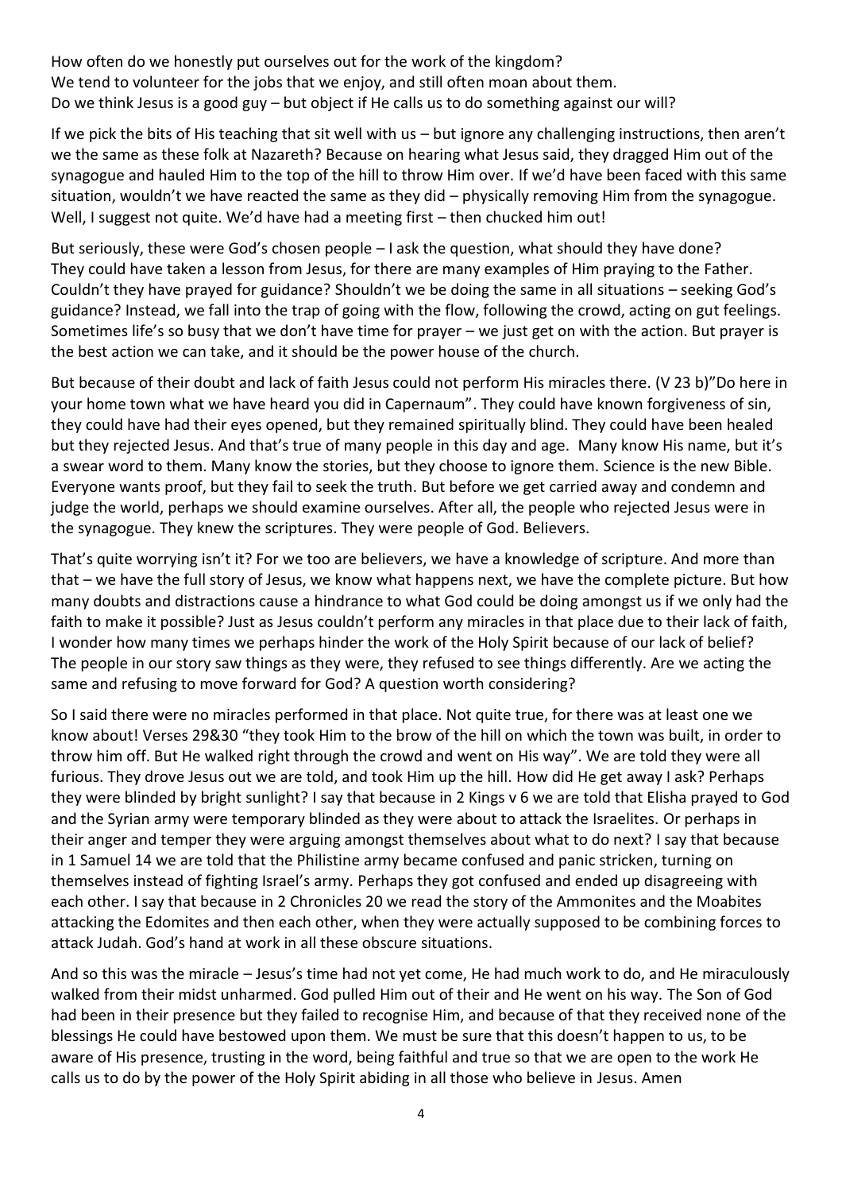How often do we honestly put ourselves out for the work of the kingdom?
We tend to volunteer for the jobs that we enjoy, and still often moan about them.
Do we think Jesus is a good guy – but object if He calls us to do something against our will?

If we pick the bits of His teaching that sit well with us – but ignore any challenging instructions, then aren't we the same as these folk at Nazareth? Because on hearing what Jesus said, they dragged Him out of the synagogue and hauled Him to the top of the hill to throw Him over. If we'd have been faced with this same situation, wouldn't we have reacted the same as they did – physically removing Him from the synagogue. Well, I suggest not quite. We'd have had a meeting first – then chucked him out!

But seriously, these were God's chosen people – I ask the question, what should they have done? They could have taken a lesson from Jesus, for there are many examples of Him praying to the Father. Couldn't they have prayed for guidance? Shouldn't we be doing the same in all situations – seeking God's guidance? Instead, we fall into the trap of going with the flow, following the crowd, acting on gut feelings. Sometimes life's so busy that we don't have time for prayer – we just get on with the action. But prayer is the best action we can take, and it should be the power house of the church.

But because of their doubt and lack of faith Jesus could not perform His miracles there. (V 23 b)"Do here in your home town what we have heard you did in Capernaum". They could have known forgiveness of sin, they could have had their eyes opened, but they remained spiritually blind. They could have been healed but they rejected Jesus. And that's true of many people in this day and age. Many know His name, but it's a swear word to them. Many know the stories, but they choose to ignore them. Science is the new Bible. Everyone wants proof, but they fail to seek the truth. But before we get carried away and condemn and judge the world, perhaps we should examine ourselves. After all, the people who rejected Jesus were in the synagogue. They knew the scriptures. They were people of God. Believers.

That's quite worrying isn't it? For we too are believers, we have a knowledge of scripture. And more than that – we have the full story of Jesus, we know what happens next, we have the complete picture. But how many doubts and distractions cause a hindrance to what God could be doing amongst us if we only had the faith to make it possible? Just as Jesus couldn't perform any miracles in that place due to their lack of faith, I wonder how many times we perhaps hinder the work of the Holy Spirit because of our lack of belief? The people in our story saw things as they were, they refused to see things differently. Are we acting the same and refusing to move forward for God? A question worth considering?

So I said there were no miracles performed in that place. Not quite true, for there was at least one we know about! Verses 29&30 "they took Him to the brow of the hill on which the town was built, in order to throw him off. But He walked right through the crowd and went on His way". We are told they were all furious. They drove Jesus out we are told, and took Him up the hill. How did He get away I ask? Perhaps they were blinded by bright sunlight? I say that because in 2 Kings v 6 we are told that Elisha prayed to God and the Syrian army were temporary blinded as they were about to attack the Israelites. Or perhaps in their anger and temper they were arguing amongst themselves about what to do next? I say that because in 1 Samuel 14 we are told that the Philistine army became confused and panic stricken, turning on themselves instead of fighting Israel's army. Perhaps they got confused and ended up disagreeing with each other. I say that because in 2 Chronicles 20 we read the story of the Ammonites and the Moabites attacking the Edomites and then each other, when they were actually supposed to be combining forces to attack Judah. God's hand at work in all these obscure situations.

And so this was the miracle – Jesus's time had not yet come, He had much work to do, and He miraculously walked from their midst unharmed. God pulled Him out of their and He went on his way. The Son of God had been in their presence but they failed to recognise Him, and because of that they received none of the blessings He could have bestowed upon them. We must be sure that this doesn't happen to us, to be aware of His presence, trusting in the word, being faithful and true so that we are open to the work He calls us to do by the power of the Holy Spirit abiding in all those who believe in Jesus. Amen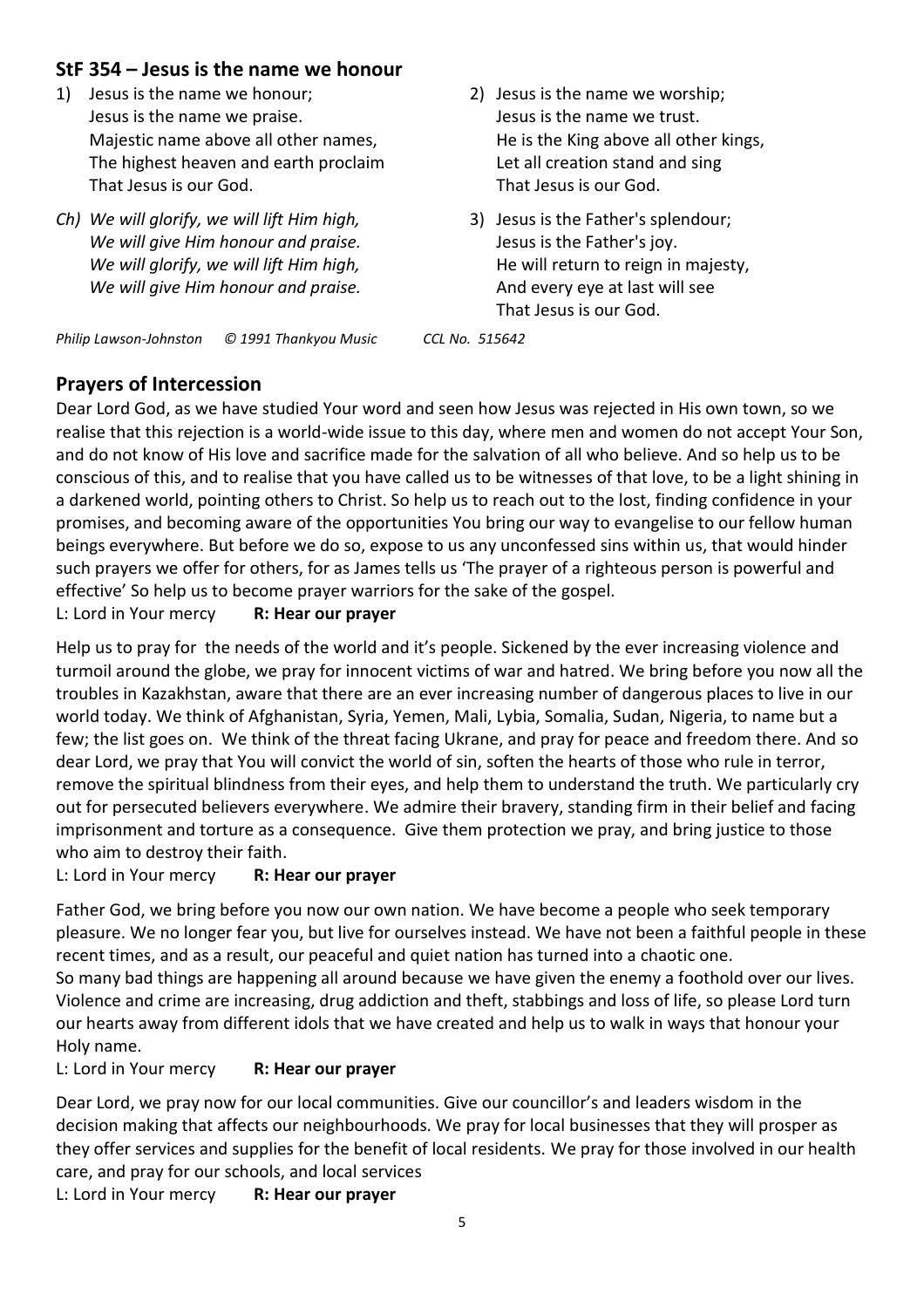## StF 354 – Jesus is the name we honour

1) Jesus is the name we honour;
   Jesus is the name we praise.
   Majestic name above all other names,
   The highest heaven and earth proclaim
   That Jesus is our God.

*Ch) We will glorify, we will lift Him high,*
*We will give Him honour and praise.*
*We will glorify, we will lift Him high,*
*We will give Him honour and praise.*

2) Jesus is the name we worship;
   Jesus is the name we trust.
   He is the King above all other kings,
   Let all creation stand and sing
   That Jesus is our God.

3) Jesus is the Father's splendour;
   Jesus is the Father's joy.
   He will return to reign in majesty,
   And every eye at last will see
   That Jesus is our God.

*Philip Lawson-Johnston © 1991 Thankyou Music* CCL No. 515642

## Prayers of Intercession

Dear Lord God, as we have studied Your word and seen how Jesus was rejected in His own town, so we realise that this rejection is a world-wide issue to this day, where men and women do not accept Your Son, and do not know of His love and sacrifice made for the salvation of all who believe. And so help us to be conscious of this, and to realise that you have called us to be witnesses of that love, to be a light shining in a darkened world, pointing others to Christ. So help us to reach out to the lost, finding confidence in your promises, and becoming aware of the opportunities You bring our way to evangelise to our fellow human beings everywhere. But before we do so, expose to us any unconfessed sins within us, that would hinder such prayers we offer for others, for as James tells us 'The prayer of a righteous person is powerful and effective' So help us to become prayer warriors for the sake of the gospel.

L: Lord in Your mercy **R: Hear our prayer**

Help us to pray for the needs of the world and it's people. Sickened by the ever increasing violence and turmoil around the globe, we pray for innocent victims of war and hatred. We bring before you now all the troubles in Kazakhstan, aware that there are an ever increasing number of dangerous places to live in our world today. We think of Afghanistan, Syria, Yemen, Mali, Lybia, Somalia, Sudan, Nigeria, to name but a few; the list goes on. We think of the threat facing Ukrane, and pray for peace and freedom there. And so dear Lord, we pray that You will convict the world of sin, soften the hearts of those who rule in terror, remove the spiritual blindness from their eyes, and help them to understand the truth. We particularly cry out for persecuted believers everywhere. We admire their bravery, standing firm in their belief and facing imprisonment and torture as a consequence. Give them protection we pray, and bring justice to those who aim to destroy their faith.

L: Lord in Your mercy **R: Hear our prayer**

Father God, we bring before you now our own nation. We have become a people who seek temporary pleasure. We no longer fear you, but live for ourselves instead. We have not been a faithful people in these recent times, and as a result, our peaceful and quiet nation has turned into a chaotic one.
So many bad things are happening all around because we have given the enemy a foothold over our lives. Violence and crime are increasing, drug addiction and theft, stabbings and loss of life, so please Lord turn our hearts away from different idols that we have created and help us to walk in ways that honour your Holy name.

L: Lord in Your mercy **R: Hear our prayer**

Dear Lord, we pray now for our local communities. Give our councillor's and leaders wisdom in the decision making that affects our neighbourhoods. We pray for local businesses that they will prosper as they offer services and supplies for the benefit of local residents. We pray for those involved in our health care, and pray for our schools, and local services

L: Lord in Your mercy **R: Hear our prayer**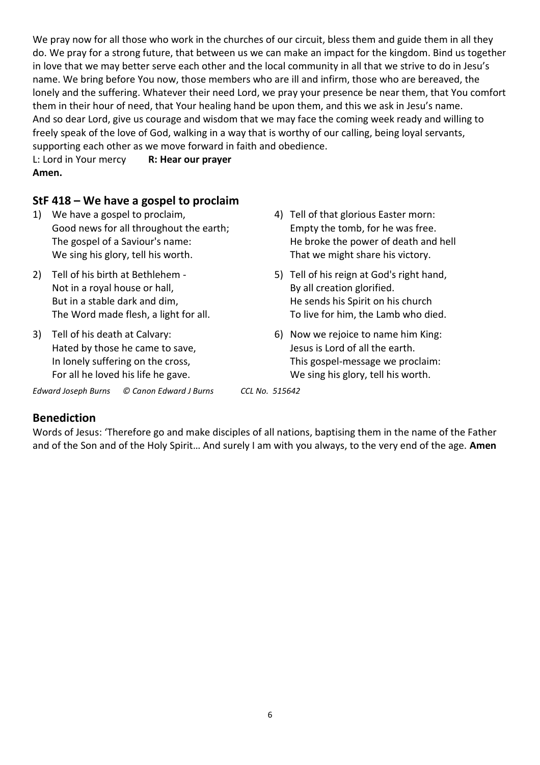We pray now for all those who work in the churches of our circuit, bless them and guide them in all they do. We pray for a strong future, that between us we can make an impact for the kingdom. Bind us together in love that we may better serve each other and the local community in all that we strive to do in Jesu's name. We bring before You now, those members who are ill and infirm, those who are bereaved, the lonely and the suffering. Whatever their need Lord, we pray your presence be near them, that You comfort them in their hour of need, that Your healing hand be upon them, and this we ask in Jesu's name.
And so dear Lord, give us courage and wisdom that we may face the coming week ready and willing to freely speak of the love of God, walking in a way that is worthy of our calling, being loyal servants, supporting each other as we move forward in faith and obedience.

L: Lord in Your mercy **R: Hear our prayer**

**Amen.**

## StF 418 – We have a gospel to proclaim

1) We have a gospel to proclaim,
Good news for all throughout the earth;
The gospel of a Saviour's name:
We sing his glory, tell his worth.

2) Tell of his birth at Bethlehem -
Not in a royal house or hall,
But in a stable dark and dim,
The Word made flesh, a light for all.

3) Tell of his death at Calvary:
Hated by those he came to save,
In lonely suffering on the cross,
For all he loved his life he gave.

4) Tell of that glorious Easter morn:
Empty the tomb, for he was free.
He broke the power of death and hell
That we might share his victory.

5) Tell of his reign at God's right hand,
By all creation glorified.
He sends his Spirit on his church
To live for him, the Lamb who died.

6) Now we rejoice to name him King:
Jesus is Lord of all the earth.
This gospel-message we proclaim:
We sing his glory, tell his worth.

*Edward Joseph Burns © Canon Edward J Burns CCL No. 515642*

## Benediction

Words of Jesus: 'Therefore go and make disciples of all nations, baptising them in the name of the Father and of the Son and of the Holy Spirit… And surely I am with you always, to the very end of the age. **Amen**